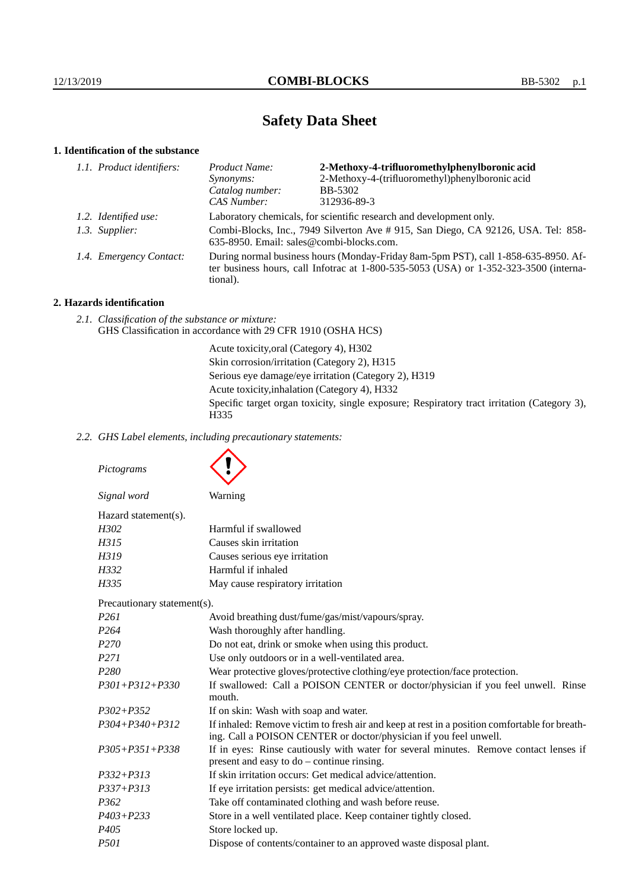# Safety Data Sheet

## 1. Identification of the substance

| | | |
|---|---|---|
| *1.1. Product identifiers:* | *Product Name:* | **2-Methoxy-4-trifluoromethylphenylboronic acid** |
| | *Synonyms:* | 2-Methoxy-4-(trifluoromethyl)phenylboronic acid |
| | *Catalog number:* | BB-5302 |
| | *CAS Number:* | 312936-89-3 |

*1.2. Identified use:* Laboratory chemicals, for scientific research and development only.

*1.3. Supplier:* Combi-Blocks, Inc., 7949 Silverton Ave # 915, San Diego, CA 92126, USA. Tel: 858-635-8950. Email: sales@combi-blocks.com.

*1.4. Emergency Contact:* During normal business hours (Monday-Friday 8am-5pm PST), call 1-858-635-8950. After business hours, call Infotrac at 1-800-535-5053 (USA) or 1-352-323-3500 (international).

## 2. Hazards identification

*2.1. Classification of the substance or mixture:*
GHS Classification in accordance with 29 CFR 1910 (OSHA HCS)

Acute toxicity,oral (Category 4), H302
Skin corrosion/irritation (Category 2), H315
Serious eye damage/eye irritation (Category 2), H319
Acute toxicity,inhalation (Category 4), H332
Specific target organ toxicity, single exposure; Respiratory tract irritation (Category 3), H335

*2.2. GHS Label elements, including precautionary statements:*

*Pictograms*

*Signal word* Warning

Hazard statement(s).

| | |
|---|---|
| *H302* | Harmful if swallowed |
| *H315* | Causes skin irritation |
| *H319* | Causes serious eye irritation |
| *H332* | Harmful if inhaled |
| *H335* | May cause respiratory irritation |

Precautionary statement(s).

| | |
|---|---|
| *P261* | Avoid breathing dust/fume/gas/mist/vapours/spray. |
| *P264* | Wash thoroughly after handling. |
| *P270* | Do not eat, drink or smoke when using this product. |
| *P271* | Use only outdoors or in a well-ventilated area. |
| *P280* | Wear protective gloves/protective clothing/eye protection/face protection. |
| *P301+P312+P330* | If swallowed: Call a POISON CENTER or doctor/physician if you feel unwell. Rinse mouth. |
| *P302+P352* | If on skin: Wash with soap and water. |
| *P304+P340+P312* | If inhaled: Remove victim to fresh air and keep at rest in a position comfortable for breathing. Call a POISON CENTER or doctor/physician if you feel unwell. |
| *P305+P351+P338* | If in eyes: Rinse cautiously with water for several minutes. Remove contact lenses if present and easy to do – continue rinsing. |
| *P332+P313* | If skin irritation occurs: Get medical advice/attention. |
| *P337+P313* | If eye irritation persists: get medical advice/attention. |
| *P362* | Take off contaminated clothing and wash before reuse. |
| *P403+P233* | Store in a well ventilated place. Keep container tightly closed. |
| *P405* | Store locked up. |
| *P501* | Dispose of contents/container to an approved waste disposal plant. |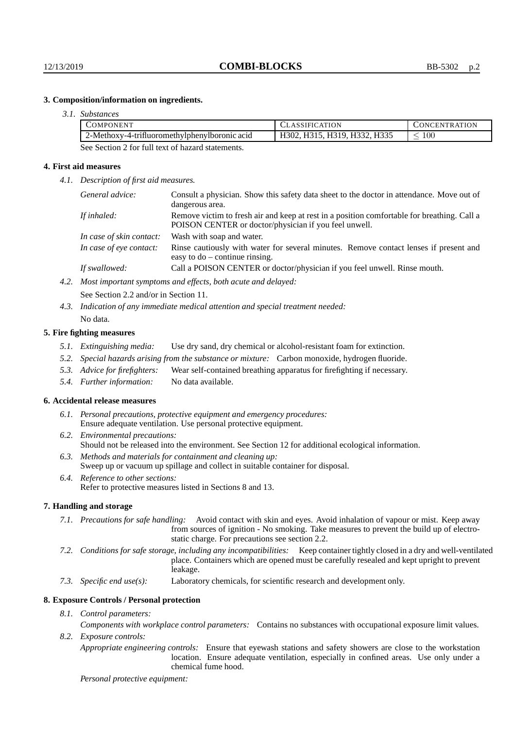### 3. Composition/information on ingredients.

*3.1. Substances*

| Component | Classification | Concentration |
|---|---|---|
| 2-Methoxy-4-trifluoromethylphenylboronic acid | H302, H315, H319, H332, H335 | $\leq 100$ |

See Section 2 for full text of hazard statements.

### 4. First aid measures

*4.1. Description of first aid measures.*

*General advice:* Consult a physician. Show this safety data sheet to the doctor in attendance. Move out of dangerous area.

*If inhaled:* Remove victim to fresh air and keep at rest in a position comfortable for breathing. Call a POISON CENTER or doctor/physician if you feel unwell.

*In case of skin contact:* Wash with soap and water.

*In case of eye contact:* Rinse cautiously with water for several minutes. Remove contact lenses if present and easy to do – continue rinsing.

*If swallowed:* Call a POISON CENTER or doctor/physician if you feel unwell. Rinse mouth.

*4.2. Most important symptoms and effects, both acute and delayed:*

See Section 2.2 and/or in Section 11.

*4.3. Indication of any immediate medical attention and special treatment needed:*

No data.

### 5. Fire fighting measures

*5.1. Extinguishing media:* Use dry sand, dry chemical or alcohol-resistant foam for extinction.

*5.2. Special hazards arising from the substance or mixture:* Carbon monoxide, hydrogen fluoride.

*5.3. Advice for firefighters:* Wear self-contained breathing apparatus for firefighting if necessary.

*5.4. Further information:* No data available.

### 6. Accidental release measures

*6.1. Personal precautions, protective equipment and emergency procedures:*
Ensure adequate ventilation. Use personal protective equipment.

*6.2. Environmental precautions:*
Should not be released into the environment. See Section 12 for additional ecological information.

*6.3. Methods and materials for containment and cleaning up:*
Sweep up or vacuum up spillage and collect in suitable container for disposal.

*6.4. Reference to other sections:*
Refer to protective measures listed in Sections 8 and 13.

### 7. Handling and storage

*7.1. Precautions for safe handling:* Avoid contact with skin and eyes. Avoid inhalation of vapour or mist. Keep away from sources of ignition - No smoking. Take measures to prevent the build up of electrostatic charge. For precautions see section 2.2.

*7.2. Conditions for safe storage, including any incompatibilities:* Keep container tightly closed in a dry and well-ventilated place. Containers which are opened must be carefully resealed and kept upright to prevent leakage.

*7.3. Specific end use(s):* Laboratory chemicals, for scientific research and development only.

### 8. Exposure Controls / Personal protection

*8.1. Control parameters:*

*Components with workplace control parameters:* Contains no substances with occupational exposure limit values.

*8.2. Exposure controls:*

*Appropriate engineering controls:* Ensure that eyewash stations and safety showers are close to the workstation location. Ensure adequate ventilation, especially in confined areas. Use only under a chemical fume hood.

*Personal protective equipment:*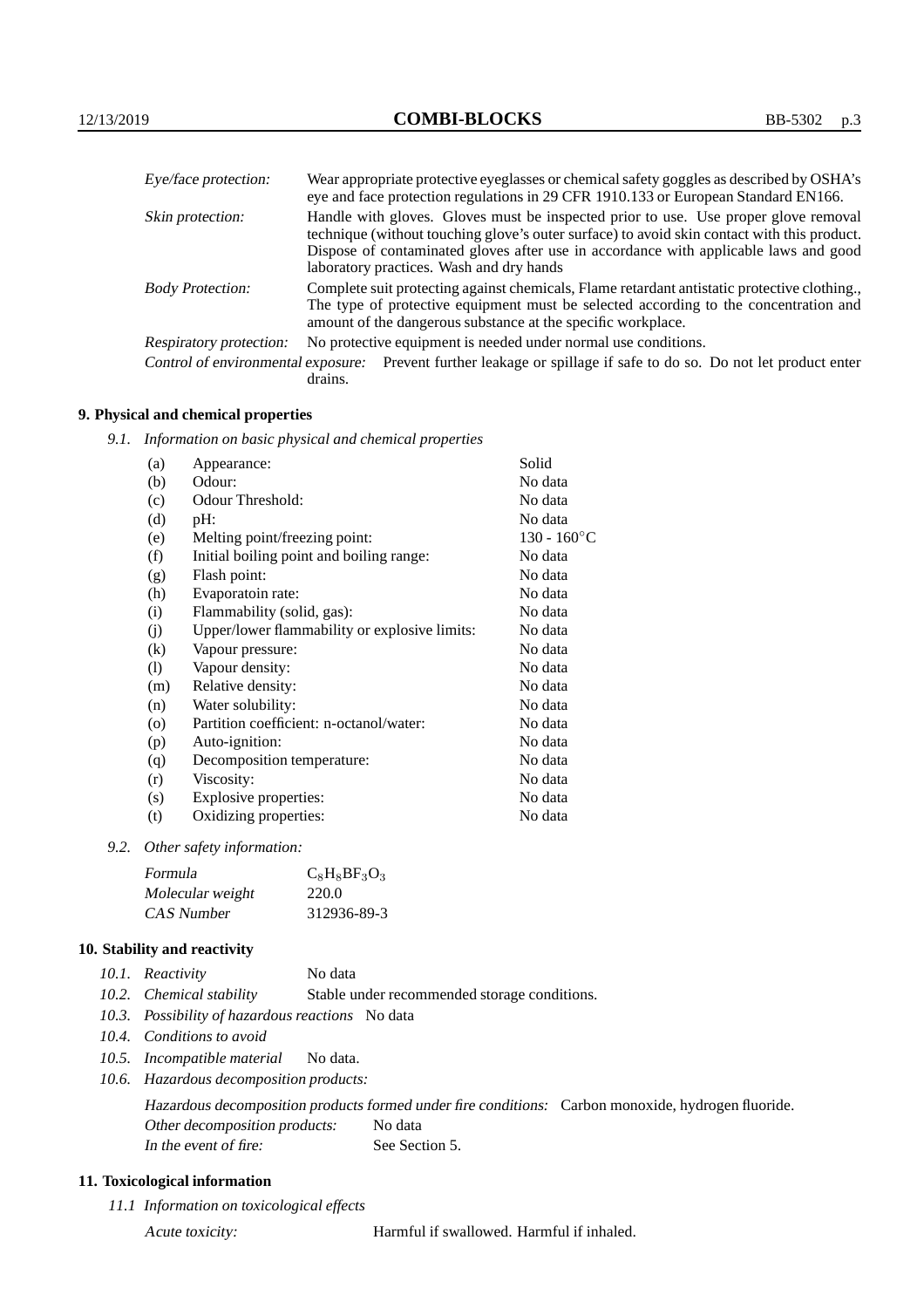| | |
|---|---|
| *Eye/face protection:* | Wear appropriate protective eyeglasses or chemical safety goggles as described by OSHA's eye and face protection regulations in 29 CFR 1910.133 or European Standard EN166. |
| *Skin protection:* | Handle with gloves. Gloves must be inspected prior to use. Use proper glove removal technique (without touching glove's outer surface) to avoid skin contact with this product. Dispose of contaminated gloves after use in accordance with applicable laws and good laboratory practices. Wash and dry hands |
| *Body Protection:* | Complete suit protecting against chemicals, Flame retardant antistatic protective clothing., The type of protective equipment must be selected according to the concentration and amount of the dangerous substance at the specific workplace. |
| *Respiratory protection:* | No protective equipment is needed under normal use conditions. |
| *Control of environmental exposure:* | Prevent further leakage or spillage if safe to do so. Do not let product enter drains. |

## 9. Physical and chemical properties

*9.1. Information on basic physical and chemical properties*

| | | |
|---|---|---|
| (a) | Appearance: | Solid |
| (b) | Odour: | No data |
| (c) | Odour Threshold: | No data |
| (d) | pH: | No data |
| (e) | Melting point/freezing point: | 130 - 160°C |
| (f) | Initial boiling point and boiling range: | No data |
| (g) | Flash point: | No data |
| (h) | Evaporatoin rate: | No data |
| (i) | Flammability (solid, gas): | No data |
| (j) | Upper/lower flammability or explosive limits: | No data |
| (k) | Vapour pressure: | No data |
| (l) | Vapour density: | No data |
| (m) | Relative density: | No data |
| (n) | Water solubility: | No data |
| (o) | Partition coefficient: n-octanol/water: | No data |
| (p) | Auto-ignition: | No data |
| (q) | Decomposition temperature: | No data |
| (r) | Viscosity: | No data |
| (s) | Explosive properties: | No data |
| (t) | Oxidizing properties: | No data |

*9.2. Other safety information:*

| | |
|---|---|
| *Formula* | $C_8H_8BF_3O_3$ |
| *Molecular weight* | 220.0 |
| *CAS Number* | 312936-89-3 |

## 10. Stability and reactivity

*10.1. Reactivity* No data

*10.2. Chemical stability* Stable under recommended storage conditions.

*10.3. Possibility of hazardous reactions* No data

*10.4. Conditions to avoid*

*10.5. Incompatible material* No data.

*10.6. Hazardous decomposition products:*

*Hazardous decomposition products formed under fire conditions:* Carbon monoxide, hydrogen fluoride.

*Other decomposition products:* No data

*In the event of fire:* See Section 5.

## 11. Toxicological information

*11.1 Information on toxicological effects*

*Acute toxicity:* Harmful if swallowed. Harmful if inhaled.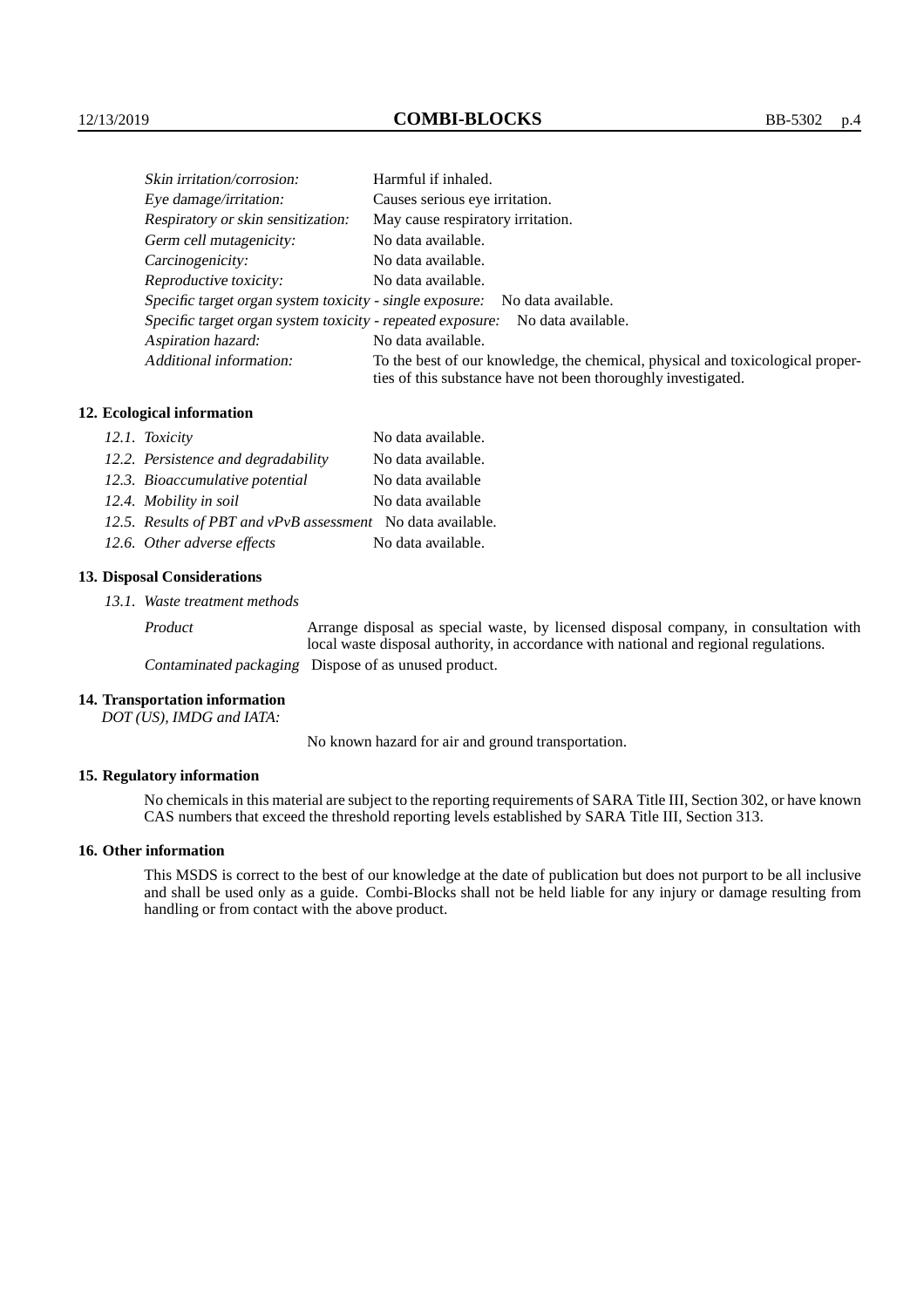| | |
|---|---|
| *Skin irritation/corrosion:* | Harmful if inhaled. |
| *Eye damage/irritation:* | Causes serious eye irritation. |
| *Respiratory or skin sensitization:* | May cause respiratory irritation. |
| *Germ cell mutagenicity:* | No data available. |
| *Carcinogenicity:* | No data available. |
| *Reproductive toxicity:* | No data available. |
| *Specific target organ system toxicity - single exposure:* | No data available. |
| *Specific target organ system toxicity - repeated exposure:* | No data available. |
| *Aspiration hazard:* | No data available. |
| *Additional information:* | To the best of our knowledge, the chemical, physical and toxicological properties of this substance have not been thoroughly investigated. |

### 12. Ecological information

| | |
|---|---|
| *12.1. Toxicity* | No data available. |
| *12.2. Persistence and degradability* | No data available. |
| *12.3. Bioaccumulative potential* | No data available |
| *12.4. Mobility in soil* | No data available |
| *12.5. Results of PBT and vPvB assessment* | No data available. |
| *12.6. Other adverse effects* | No data available. |

### 13. Disposal Considerations

*13.1. Waste treatment methods*

| | |
|---|---|
| *Product* | Arrange disposal as special waste, by licensed disposal company, in consultation with local waste disposal authority, in accordance with national and regional regulations. |
| *Contaminated packaging* | Dispose of as unused product. |

### 14. Transportation information

*DOT (US), IMDG and IATA:*

No known hazard for air and ground transportation.

### 15. Regulatory information

No chemicals in this material are subject to the reporting requirements of SARA Title III, Section 302, or have known CAS numbers that exceed the threshold reporting levels established by SARA Title III, Section 313.

### 16. Other information

This MSDS is correct to the best of our knowledge at the date of publication but does not purport to be all inclusive and shall be used only as a guide. Combi-Blocks shall not be held liable for any injury or damage resulting from handling or from contact with the above product.